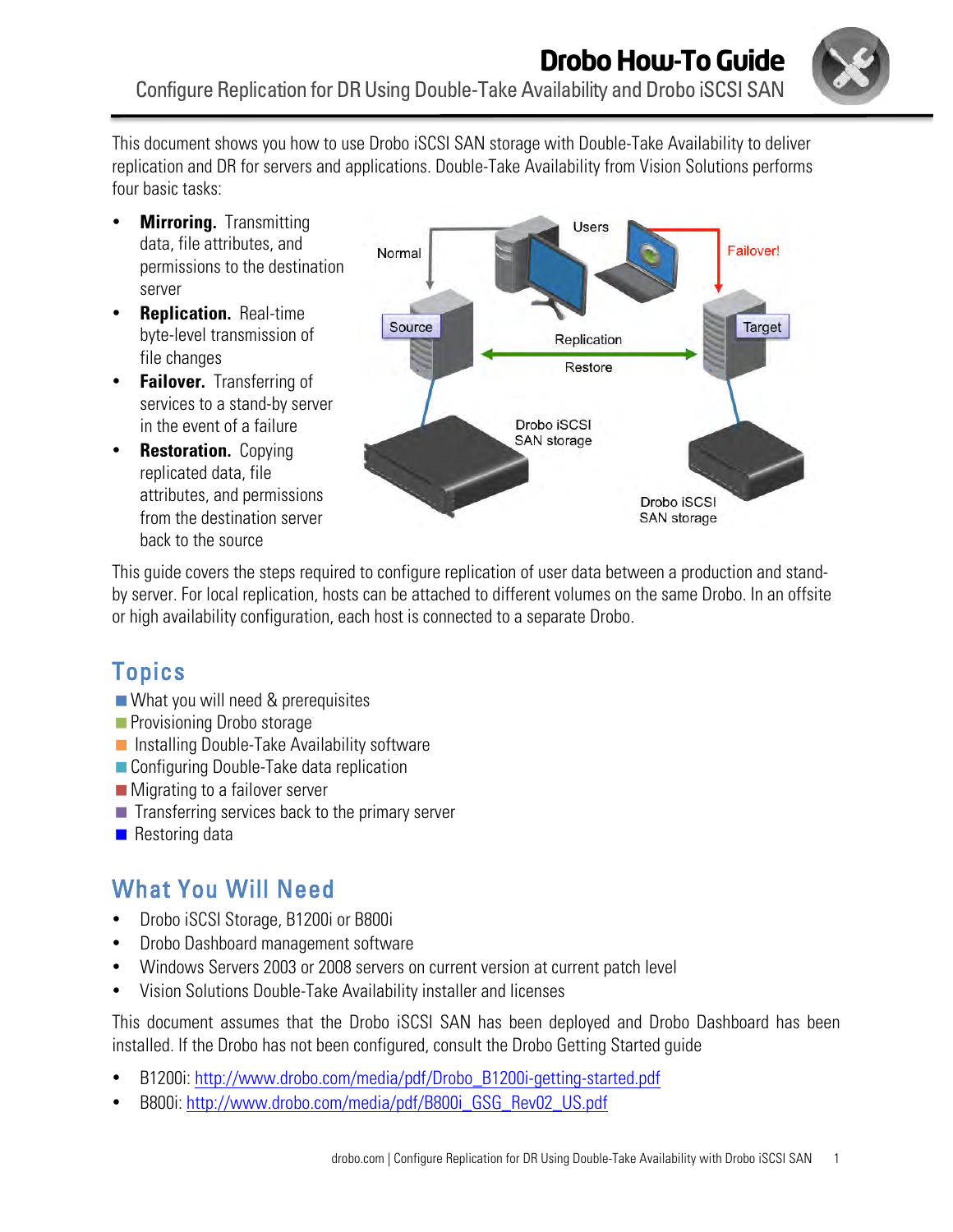# Drobo How-To Guide

Configure Replication for DR Using Double-Take Availability and Drobo iSCSI SAN

This document shows you how to use Drobo iSCSI SAN storage with Double-Take Availability to deliver replication and DR for servers and applications. Double-Take Availability from Vision Solutions performs four basic tasks:

- **Mirroring.** Transmitting data, file attributes, and permissions to the destination server
- **Replication.** Real-time byte-level transmission of file changes
- **Failover.** Transferring of services to a stand-by server in the event of a failure
- **Restoration.** Copying replicated data, file attributes, and permissions from the destination server back to the source

This guide covers the steps required to configure replication of user data between a production and stand-by server. For local replication, hosts can be attached to different volumes on the same Drobo. In an offsite or high availability configuration, each host is connected to a separate Drobo.

## Topics

- What you will need & prerequisites
- Provisioning Drobo storage
- Installing Double-Take Availability software
- Configuring Double-Take data replication
- Migrating to a failover server
- Transferring services back to the primary server
- Restoring data

## What You Will Need

- Drobo iSCSI Storage, B1200i or B800i
- Drobo Dashboard management software
- Windows Servers 2003 or 2008 servers on current version at current patch level
- Vision Solutions Double-Take Availability installer and licenses

This document assumes that the Drobo iSCSI SAN has been deployed and Drobo Dashboard has been installed. If the Drobo has not been configured, consult the Drobo Getting Started guide

- B1200i: http://www.drobo.com/media/pdf/Drobo_B1200i-getting-started.pdf
- B800i: http://www.drobo.com/media/pdf/B800i_GSG_Rev02_US.pdf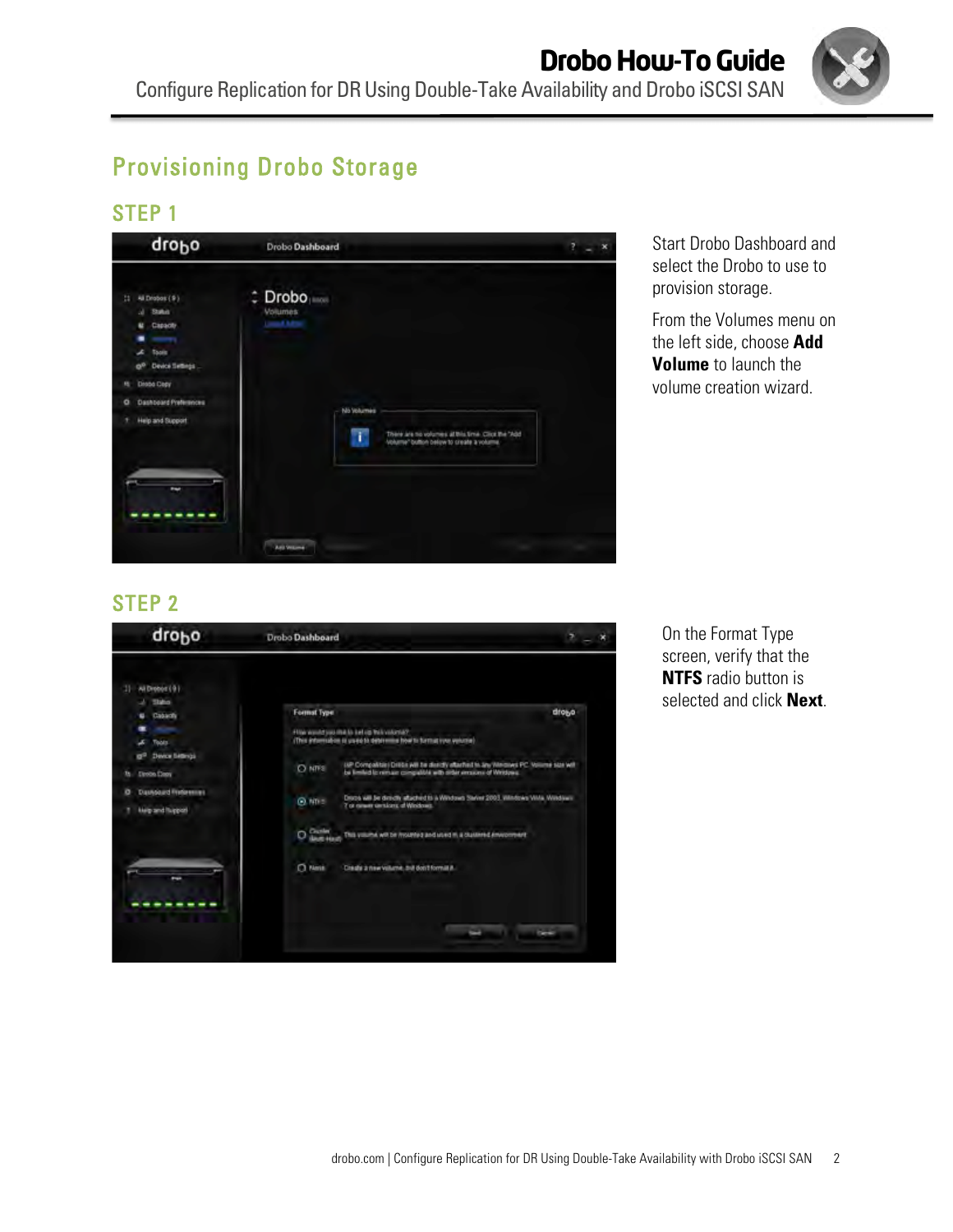## Provisioning Drobo Storage

### STEP 1

Start Drobo Dashboard and select the Drobo to use to provision storage.

From the Volumes menu on the left side, choose **Add Volume** to launch the volume creation wizard.

### STEP 2

On the Format Type screen, verify that the **NTFS** radio button is selected and click **Next**.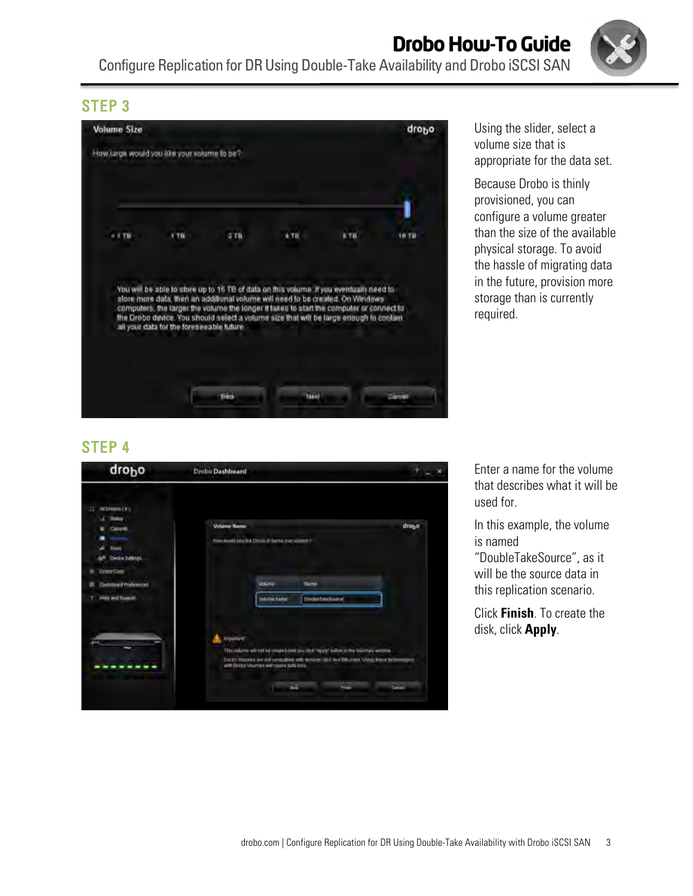## STEP 3

Using the slider, select a volume size that is appropriate for the data set.

Because Drobo is thinly provisioned, you can configure a volume greater than the size of the available physical storage. To avoid the hassle of migrating data in the future, provision more storage than is currently required.

## STEP 4

Enter a name for the volume that describes what it will be used for.

In this example, the volume is named "DoubleTakeSource", as it will be the source data in this replication scenario.

Click **Finish**. To create the disk, click **Apply**.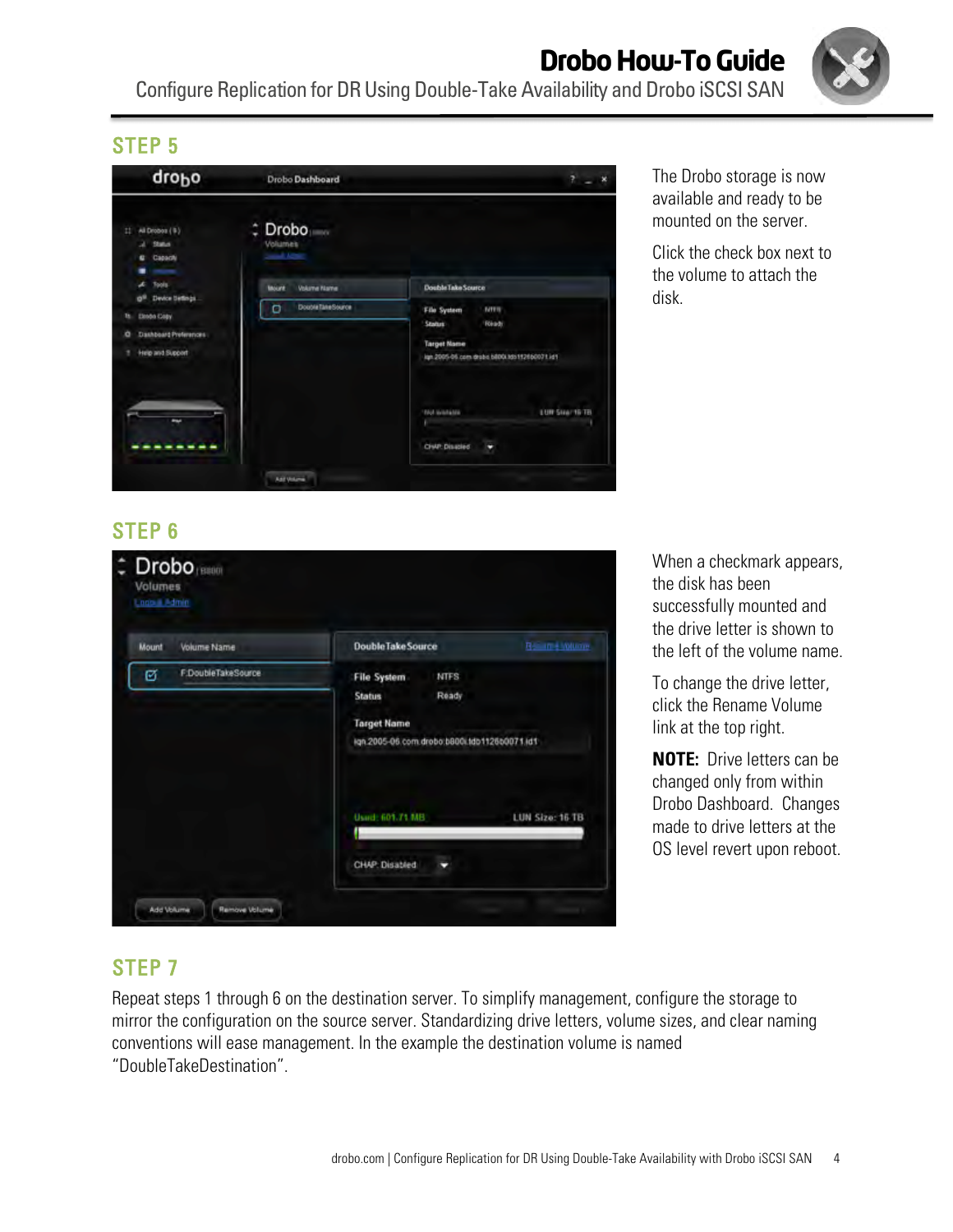## STEP 5

The Drobo storage is now available and ready to be mounted on the server.

Click the check box next to the volume to attach the disk.

## STEP 6

When a checkmark appears, the disk has been successfully mounted and the drive letter is shown to the left of the volume name.

To change the drive letter, click the Rename Volume link at the top right.

**NOTE:** Drive letters can be changed only from within Drobo Dashboard. Changes made to drive letters at the OS level revert upon reboot.

## STEP 7

Repeat steps 1 through 6 on the destination server. To simplify management, configure the storage to mirror the configuration on the source server. Standardizing drive letters, volume sizes, and clear naming conventions will ease management. In the example the destination volume is named “DoubleTakeDestination”.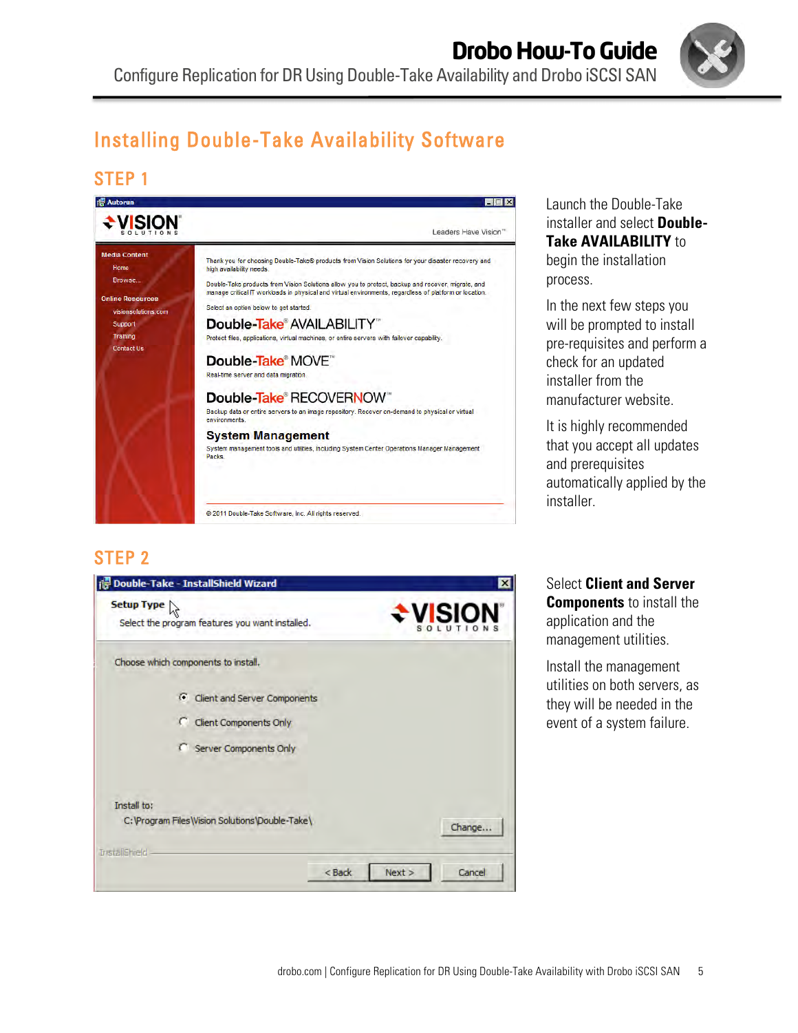## Installing Double-Take Availability Software

### STEP 1

Launch the Double-Take installer and select **Double-Take AVAILABILITY** to begin the installation process.

In the next few steps you will be prompted to install pre-requisites and perform a check for an updated installer from the manufacturer website.

It is highly recommended that you accept all updates and prerequisites automatically applied by the installer.

### STEP 2

Select **Client and Server Components** to install the application and the management utilities.

Install the management utilities on both servers, as they will be needed in the event of a system failure.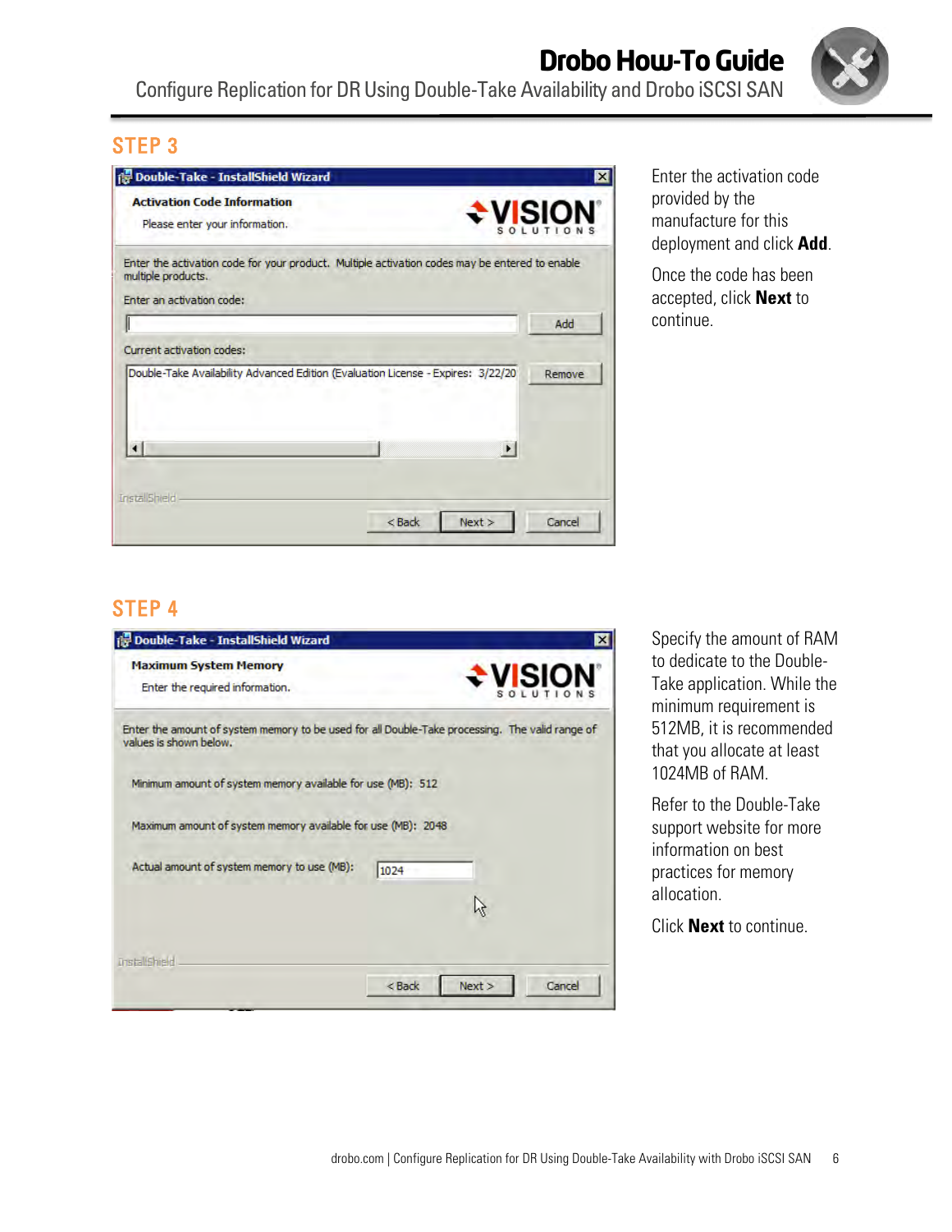## STEP 3

Enter the activation code provided by the manufacture for this deployment and click **Add**.

Once the code has been accepted, click **Next** to continue.

## STEP 4

Specify the amount of RAM to dedicate to the Double-Take application. While the minimum requirement is 512MB, it is recommended that you allocate at least 1024MB of RAM.

Refer to the Double-Take support website for more information on best practices for memory allocation.

Click **Next** to continue.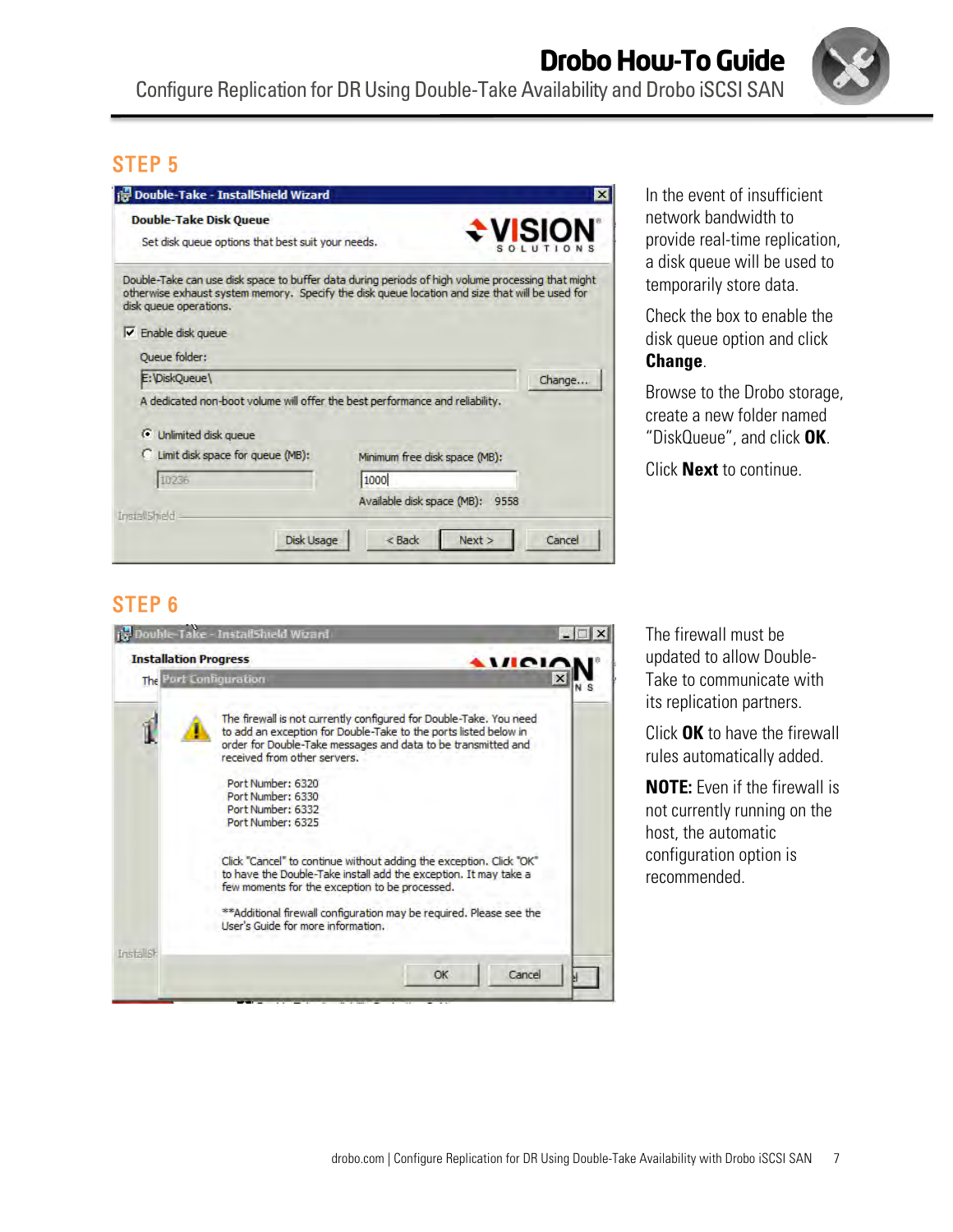## STEP 5

In the event of insufficient network bandwidth to provide real-time replication, a disk queue will be used to temporarily store data.

Check the box to enable the disk queue option and click **Change**.

Browse to the Drobo storage, create a new folder named "DiskQueue", and click **OK**.

Click **Next** to continue.

## STEP 6

The firewall must be updated to allow Double-Take to communicate with its replication partners.

Click **OK** to have the firewall rules automatically added.

**NOTE:** Even if the firewall is not currently running on the host, the automatic configuration option is recommended.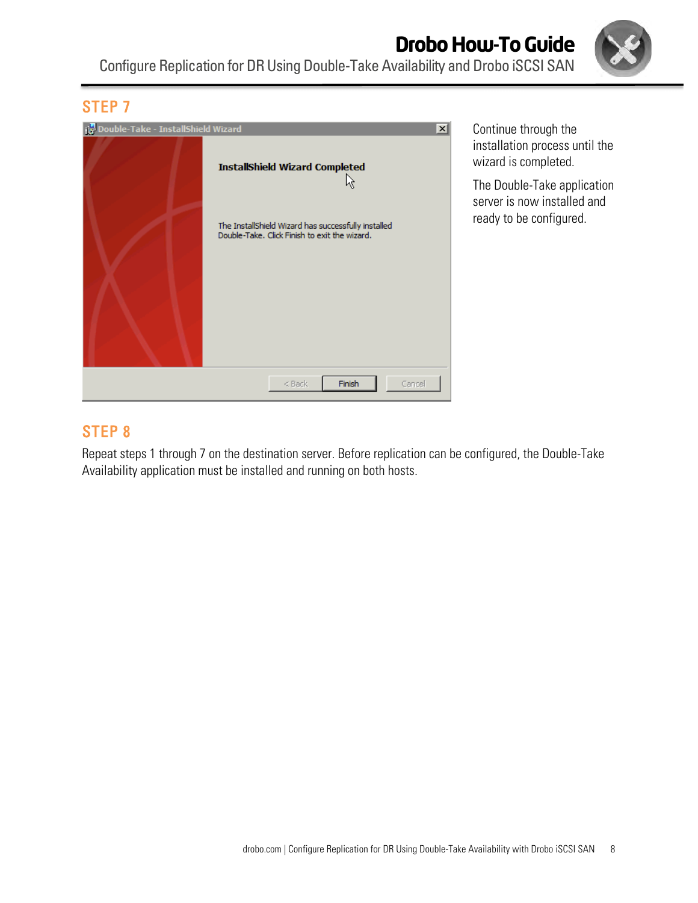## STEP 7

Continue through the installation process until the wizard is completed.

The Double-Take application server is now installed and ready to be configured.

## STEP 8

Repeat steps 1 through 7 on the destination server. Before replication can be configured, the Double-Take Availability application must be installed and running on both hosts.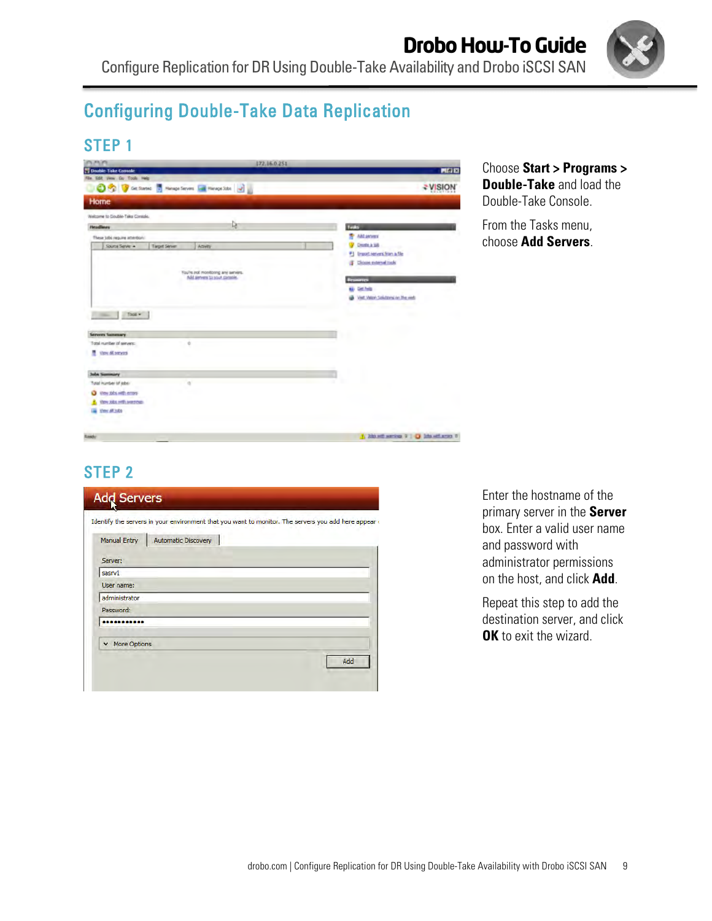## Configuring Double-Take Data Replication

### STEP 1

Choose **Start > Programs > Double-Take** and load the Double-Take Console.

From the Tasks menu, choose **Add Servers**.

### STEP 2

Enter the hostname of the primary server in the **Server** box. Enter a valid user name and password with administrator permissions on the host, and click **Add**.

Repeat this step to add the destination server, and click **OK** to exit the wizard.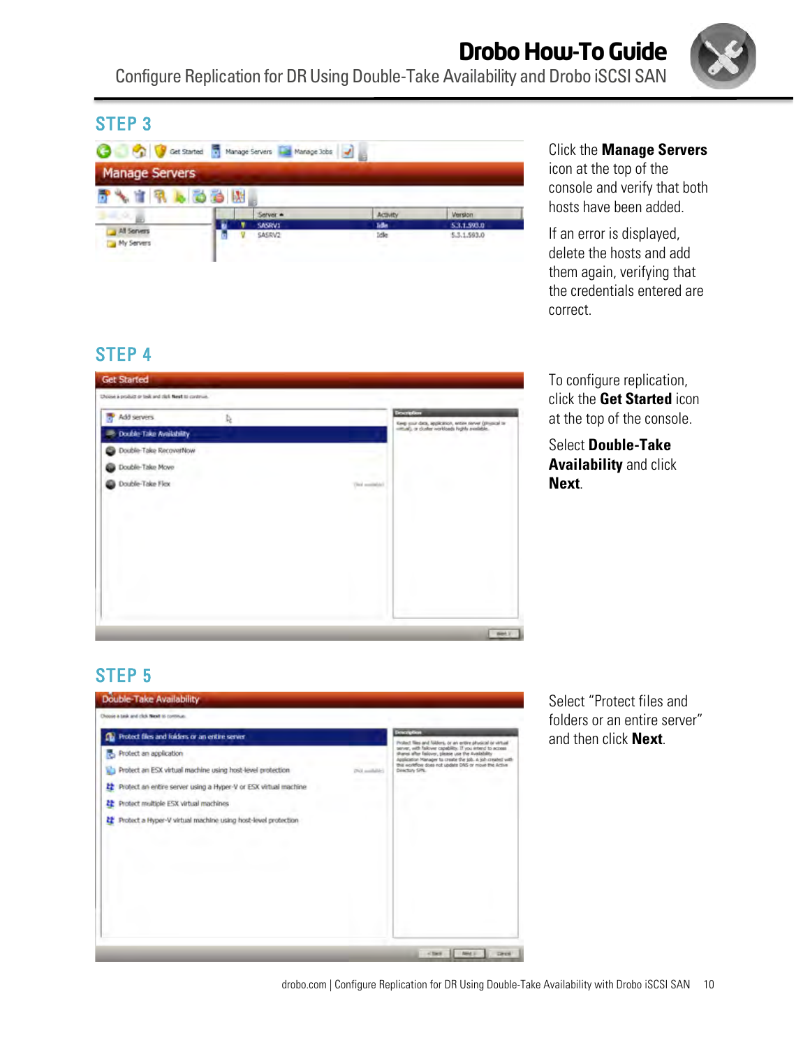## STEP 3

Click the **Manage Servers** icon at the top of the console and verify that both hosts have been added.

If an error is displayed, delete the hosts and add them again, verifying that the credentials entered are correct.

## STEP 4

To configure replication, click the **Get Started** icon at the top of the console.

Select **Double-Take Availability** and click **Next**.

## STEP 5

Select "Protect files and folders or an entire server" and then click **Next**.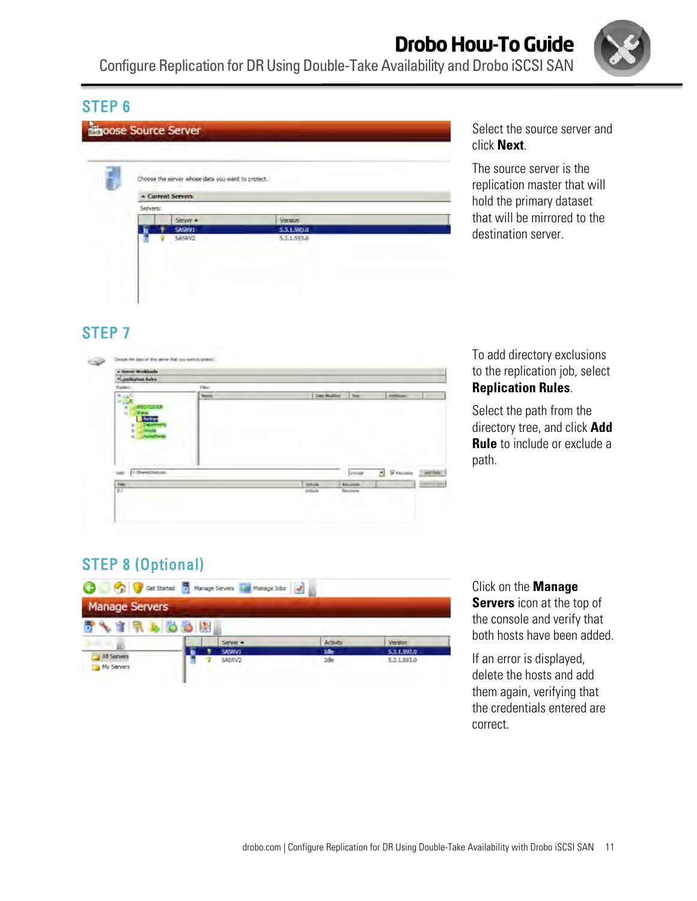## STEP 6

Select the source server and click **Next**.

The source server is the replication master that will hold the primary dataset that will be mirrored to the destination server.

## STEP 7

To add directory exclusions to the replication job, select **Replication Rules**.

Select the path from the directory tree, and click **Add Rule** to include or exclude a path.

## STEP 8 (Optional)

Click on the **Manage Servers** icon at the top of the console and verify that both hosts have been added.

If an error is displayed, delete the hosts and add them again, verifying that the credentials entered are correct.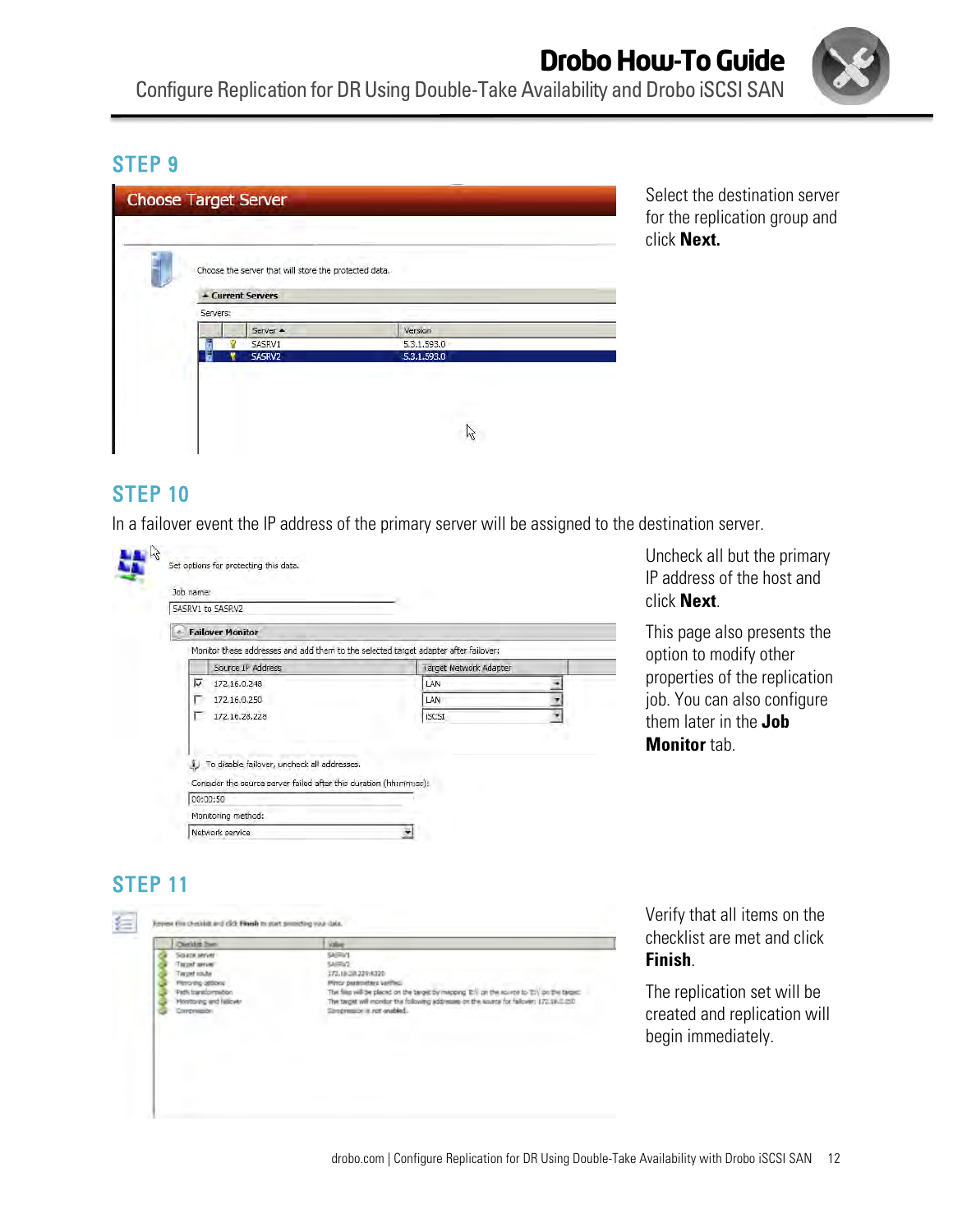## STEP 9

Select the destination server for the replication group and click **Next.**

## STEP 10

In a failover event the IP address of the primary server will be assigned to the destination server.

Uncheck all but the primary IP address of the host and click **Next**.

This page also presents the option to modify other properties of the replication job. You can also configure them later in the **Job Monitor** tab.

## STEP 11

Verify that all items on the checklist are met and click **Finish**.

The replication set will be created and replication will begin immediately.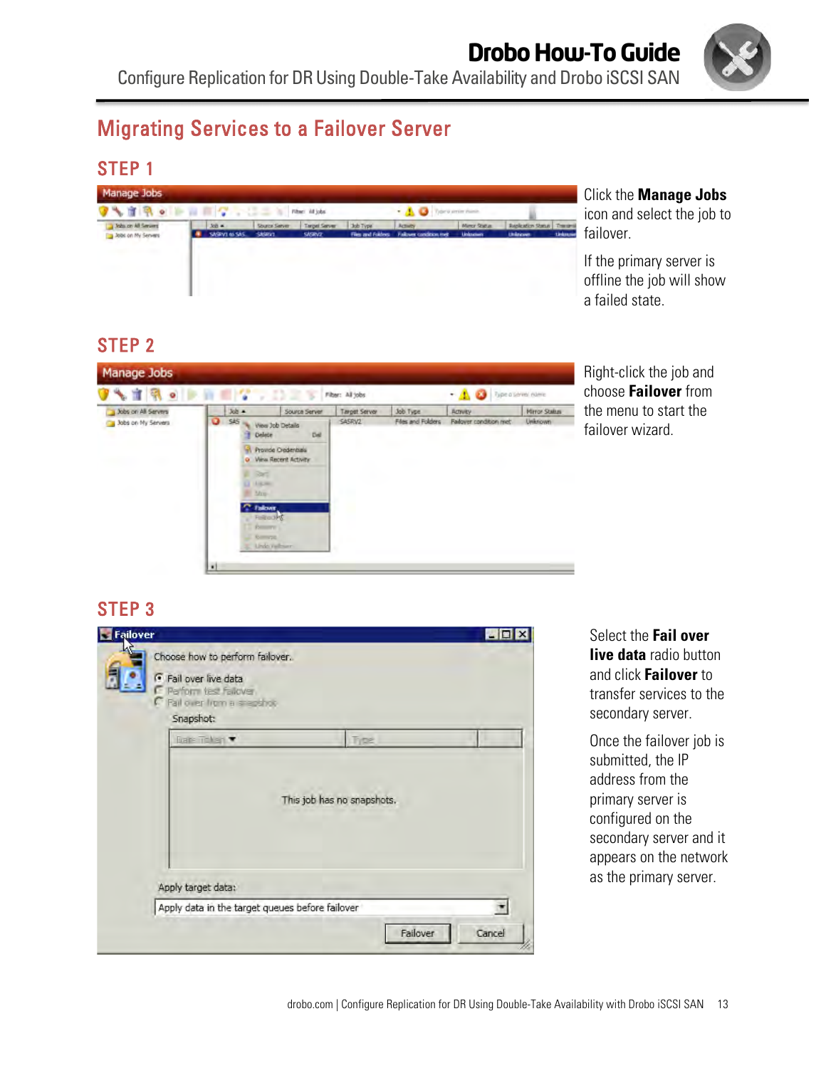## Migrating Services to a Failover Server

### STEP 1

Click the **Manage Jobs** icon and select the job to failover.

If the primary server is offline the job will show a failed state.

### STEP 2

Right-click the job and choose **Failover** from the menu to start the failover wizard.

### STEP 3

Select the **Fail over live data** radio button and click **Failover** to transfer services to the secondary server.

Once the failover job is submitted, the IP address from the primary server is configured on the secondary server and it appears on the network as the primary server.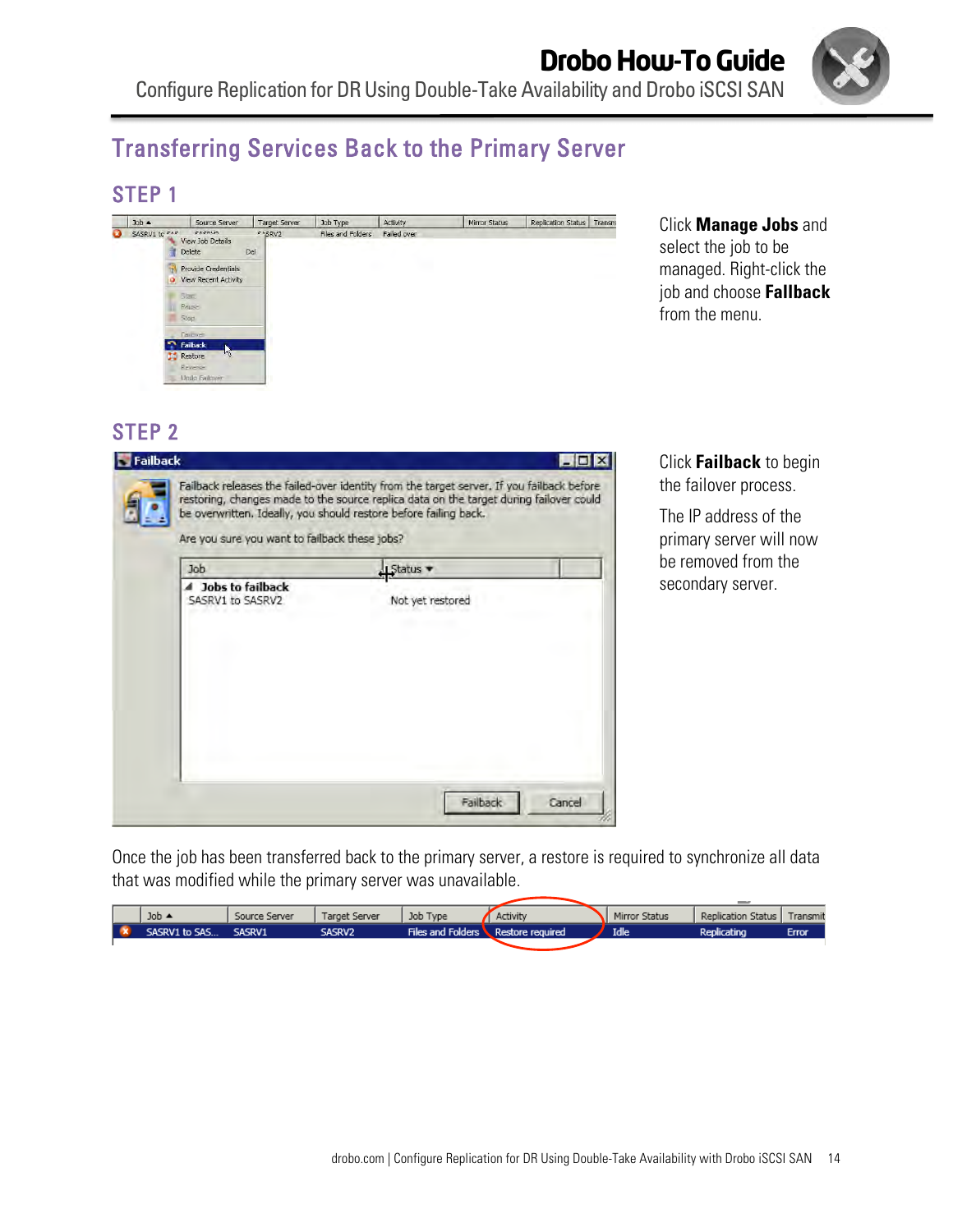## Transferring Services Back to the Primary Server

### STEP 1

Click **Manage Jobs** and select the job to be managed. Right-click the job and choose **Fallback** from the menu.

### STEP 2

Click **Failback** to begin the failover process.

The IP address of the primary server will now be removed from the secondary server.

Once the job has been transferred back to the primary server, a restore is required to synchronize all data that was modified while the primary server was unavailable.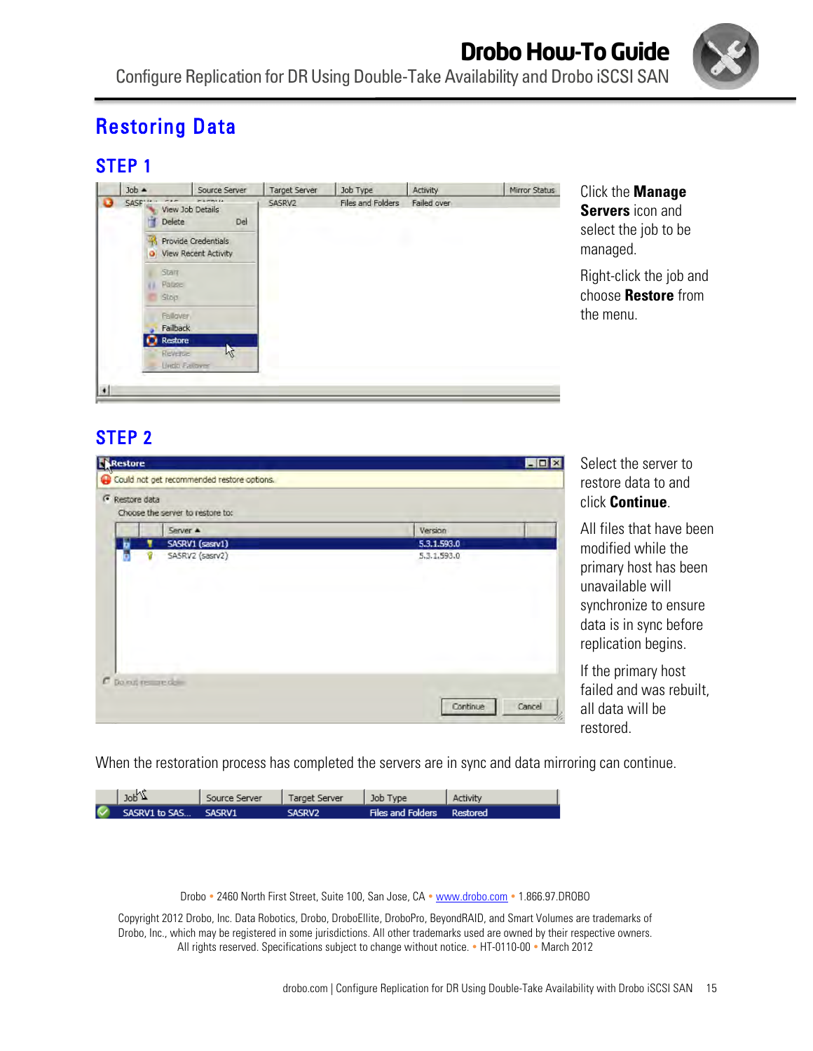## Restoring Data

### STEP 1

Click the **Manage Servers** icon and select the job to be managed.

Right-click the job and choose **Restore** from the menu.

### STEP 2

Select the server to restore data to and click **Continue**.

All files that have been modified while the primary host has been unavailable will synchronize to ensure data is in sync before replication begins.

If the primary host failed and was rebuilt, all data will be restored.

When the restoration process has completed the servers are in sync and data mirroring can continue.

Drobo • 2460 North First Street, Suite 100, San Jose, CA • www.drobo.com • 1.866.97.DROBO

Copyright 2012 Drobo, Inc. Data Robotics, Drobo, DroboEllite, DroboPro, BeyondRAID, and Smart Volumes are trademarks of Drobo, Inc., which may be registered in some jurisdictions. All other trademarks used are owned by their respective owners. All rights reserved. Specifications subject to change without notice. • HT-0110-00 • March 2012